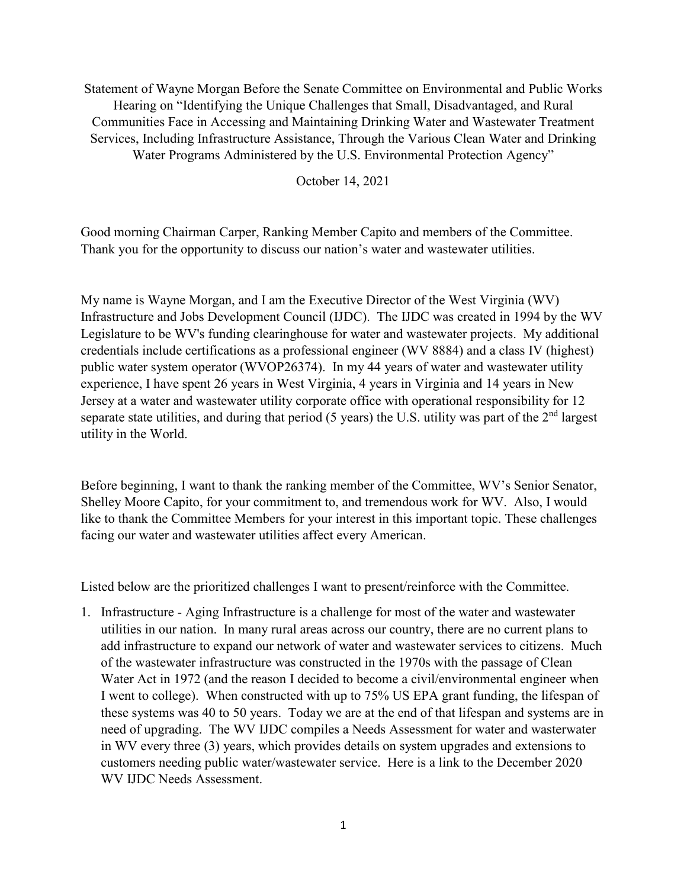Statement of Wayne Morgan Before the Senate Committee on Environmental and Public Works Hearing on "Identifying the Unique Challenges that Small, Disadvantaged, and Rural Communities Face in Accessing and Maintaining Drinking Water and Wastewater Treatment Services, Including Infrastructure Assistance, Through the Various Clean Water and Drinking Water Programs Administered by the U.S. Environmental Protection Agency"

October 14, 2021

Good morning Chairman Carper, Ranking Member Capito and members of the Committee. Thank you for the opportunity to discuss our nation's water and wastewater utilities.

My name is Wayne Morgan, and I am the Executive Director of the West Virginia (WV) Infrastructure and Jobs Development Council (IJDC). The IJDC was created in 1994 by the WV Legislature to be WV's funding clearinghouse for water and wastewater projects. My additional credentials include certifications as a professional engineer (WV 8884) and a class IV (highest) public water system operator (WVOP26374). In my 44 years of water and wastewater utility experience, I have spent 26 years in West Virginia, 4 years in Virginia and 14 years in New Jersey at a water and wastewater utility corporate office with operational responsibility for 12 separate state utilities, and during that period (5 years) the U.S. utility was part of the 2nd largest utility in the World.

Before beginning, I want to thank the ranking member of the Committee, WV's Senior Senator, Shelley Moore Capito, for your commitment to, and tremendous work for WV. Also, I would like to thank the Committee Members for your interest in this important topic. These challenges facing our water and wastewater utilities affect every American.

Listed below are the prioritized challenges I want to present/reinforce with the Committee.

1. Infrastructure - Aging Infrastructure is a challenge for most of the water and wastewater utilities in our nation. In many rural areas across our country, there are no current plans to add infrastructure to expand our network of water and wastewater services to citizens. Much of the wastewater infrastructure was constructed in the 1970s with the passage of Clean Water Act in 1972 (and the reason I decided to become a civil/environmental engineer when I went to college). When constructed with up to 75% US EPA grant funding, the lifespan of these systems was 40 to 50 years. Today we are at the end of that lifespan and systems are in need of upgrading. The WV IJDC compiles a Needs Assessment for water and wasterwater in WV every three (3) years, which provides details on system upgrades and extensions to customers needing public water/wastewater service. Here is a link to the December 2020 WV IJDC Needs Assessment.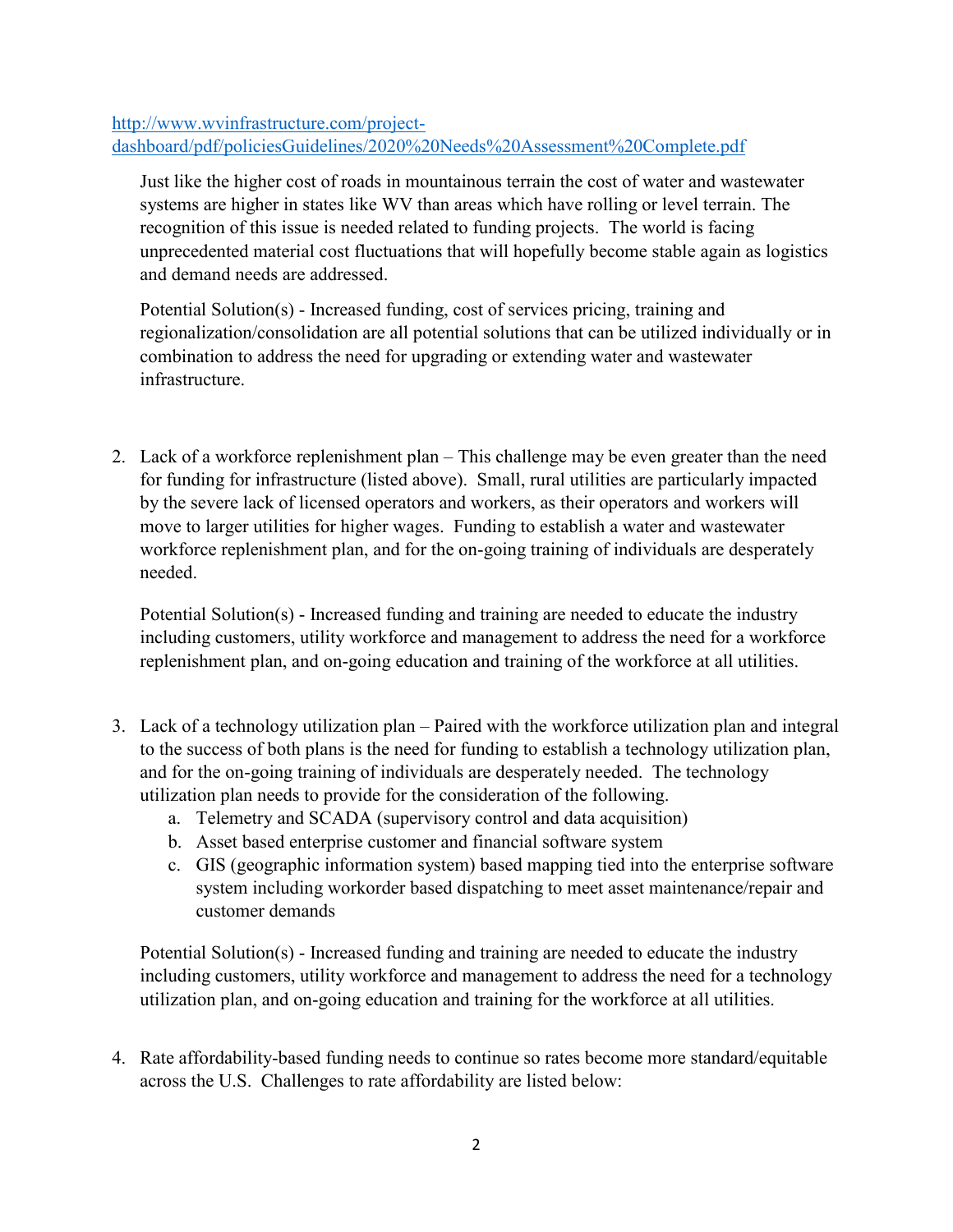http://www.wvinfrastructure.com/project-dashboard/pdf/policiesGuidelines/2020%20Needs%20Assessment%20Complete.pdf

Just like the higher cost of roads in mountainous terrain the cost of water and wastewater systems are higher in states like WV than areas which have rolling or level terrain. The recognition of this issue is needed related to funding projects. The world is facing unprecedented material cost fluctuations that will hopefully become stable again as logistics and demand needs are addressed.

Potential Solution(s) - Increased funding, cost of services pricing, training and regionalization/consolidation are all potential solutions that can be utilized individually or in combination to address the need for upgrading or extending water and wastewater infrastructure.

2. Lack of a workforce replenishment plan – This challenge may be even greater than the need for funding for infrastructure (listed above). Small, rural utilities are particularly impacted by the severe lack of licensed operators and workers, as their operators and workers will move to larger utilities for higher wages. Funding to establish a water and wastewater workforce replenishment plan, and for the on-going training of individuals are desperately needed.

   Potential Solution(s) - Increased funding and training are needed to educate the industry including customers, utility workforce and management to address the need for a workforce replenishment plan, and on-going education and training of the workforce at all utilities.

3. Lack of a technology utilization plan – Paired with the workforce utilization plan and integral to the success of both plans is the need for funding to establish a technology utilization plan, and for the on-going training of individuals are desperately needed. The technology utilization plan needs to provide for the consideration of the following.
   a. Telemetry and SCADA (supervisory control and data acquisition)
   b. Asset based enterprise customer and financial software system
   c. GIS (geographic information system) based mapping tied into the enterprise software system including workorder based dispatching to meet asset maintenance/repair and customer demands

   Potential Solution(s) - Increased funding and training are needed to educate the industry including customers, utility workforce and management to address the need for a technology utilization plan, and on-going education and training for the workforce at all utilities.

4. Rate affordability-based funding needs to continue so rates become more standard/equitable across the U.S. Challenges to rate affordability are listed below: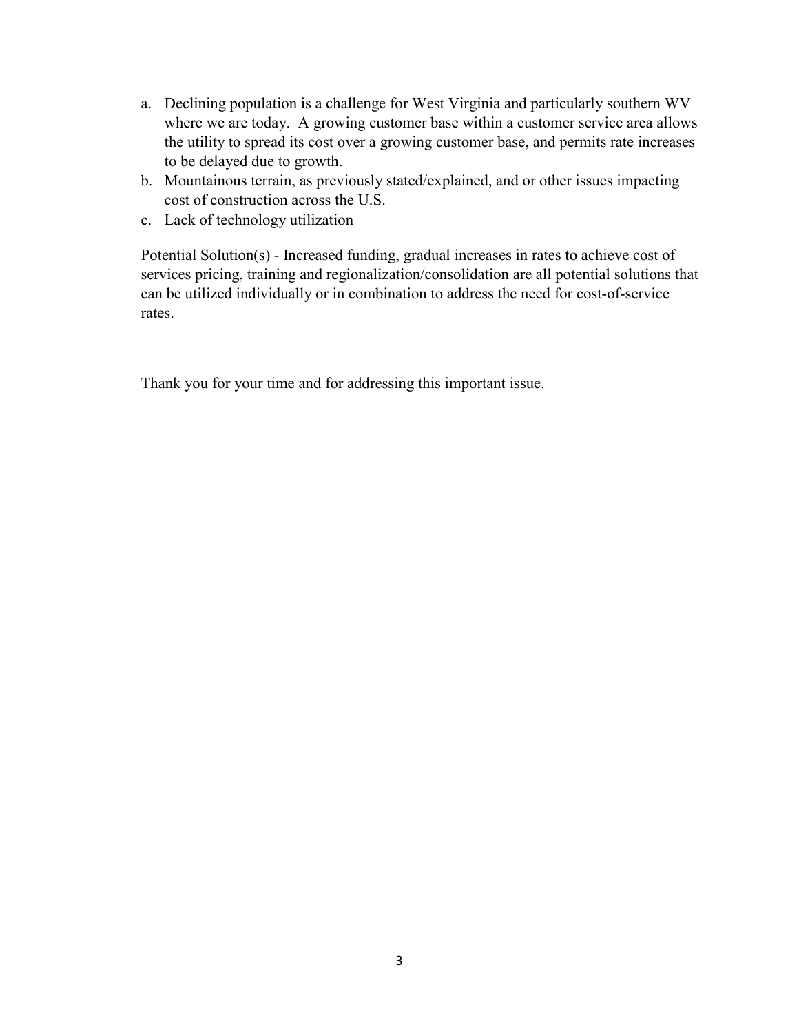a. Declining population is a challenge for West Virginia and particularly southern WV where we are today. A growing customer base within a customer service area allows the utility to spread its cost over a growing customer base, and permits rate increases to be delayed due to growth.
b. Mountainous terrain, as previously stated/explained, and or other issues impacting cost of construction across the U.S.
c. Lack of technology utilization

Potential Solution(s) - Increased funding, gradual increases in rates to achieve cost of services pricing, training and regionalization/consolidation are all potential solutions that can be utilized individually or in combination to address the need for cost-of-service rates.

Thank you for your time and for addressing this important issue.